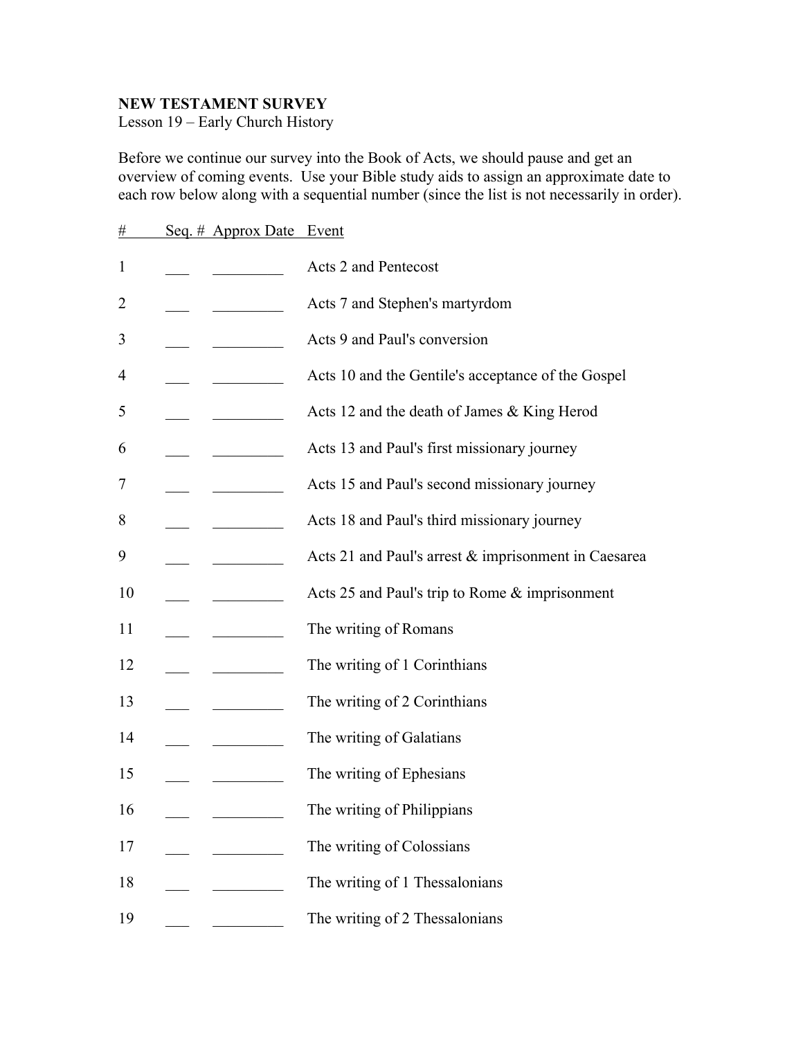**NEW TESTAMENT SURVEY**
Lesson 19 – Early Church History

Before we continue our survey into the Book of Acts, we should pause and get an overview of coming events. Use your Bible study aids to assign an approximate date to each row below along with a sequential number (since the list is not necessarily in order).

| # | Seq. # | Approx Date | Event |
|---|---|---|---|
| 1 | ___ | _________ | Acts 2 and Pentecost |
| 2 | ___ | _________ | Acts 7 and Stephen's martyrdom |
| 3 | ___ | _________ | Acts 9 and Paul's conversion |
| 4 | ___ | _________ | Acts 10 and the Gentile's acceptance of the Gospel |
| 5 | ___ | _________ | Acts 12 and the death of James & King Herod |
| 6 | ___ | _________ | Acts 13 and Paul's first missionary journey |
| 7 | ___ | _________ | Acts 15 and Paul's second missionary journey |
| 8 | ___ | _________ | Acts 18 and Paul's third missionary journey |
| 9 | ___ | _________ | Acts 21 and Paul's arrest & imprisonment in Caesarea |
| 10 | ___ | _________ | Acts 25 and Paul's trip to Rome & imprisonment |
| 11 | ___ | _________ | The writing of Romans |
| 12 | ___ | _________ | The writing of 1 Corinthians |
| 13 | ___ | _________ | The writing of 2 Corinthians |
| 14 | ___ | _________ | The writing of Galatians |
| 15 | ___ | _________ | The writing of Ephesians |
| 16 | ___ | _________ | The writing of Philippians |
| 17 | ___ | _________ | The writing of Colossians |
| 18 | ___ | _________ | The writing of 1 Thessalonians |
| 19 | ___ | _________ | The writing of 2 Thessalonians |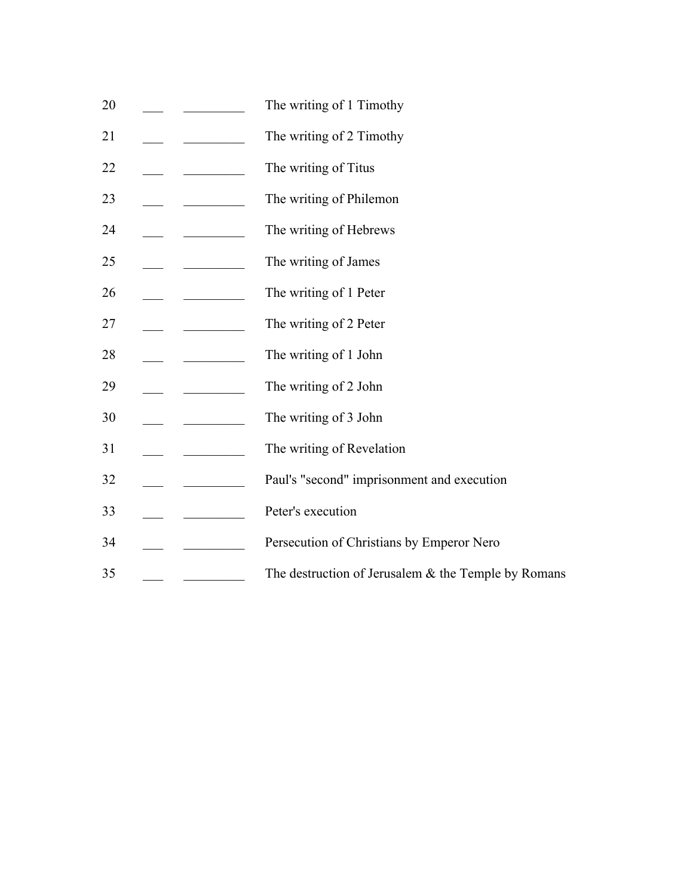20 \_\_\_ \_\_\_\_\_\_\_\_\_ The writing of 1 Timothy

21 \_\_\_ \_\_\_\_\_\_\_\_\_ The writing of 2 Timothy

22 \_\_\_ \_\_\_\_\_\_\_\_\_ The writing of Titus

23 \_\_\_ \_\_\_\_\_\_\_\_\_ The writing of Philemon

24 \_\_\_ \_\_\_\_\_\_\_\_\_ The writing of Hebrews

25 \_\_\_ \_\_\_\_\_\_\_\_\_ The writing of James

26 \_\_\_ \_\_\_\_\_\_\_\_\_ The writing of 1 Peter

27 \_\_\_ \_\_\_\_\_\_\_\_\_ The writing of 2 Peter

28 \_\_\_ \_\_\_\_\_\_\_\_\_ The writing of 1 John

29 \_\_\_ \_\_\_\_\_\_\_\_\_ The writing of 2 John

30 \_\_\_ \_\_\_\_\_\_\_\_\_ The writing of 3 John

31 \_\_\_ \_\_\_\_\_\_\_\_\_ The writing of Revelation

32 \_\_\_ \_\_\_\_\_\_\_\_\_ Paul's "second" imprisonment and execution

33 \_\_\_ \_\_\_\_\_\_\_\_\_ Peter's execution

34 \_\_\_ \_\_\_\_\_\_\_\_\_ Persecution of Christians by Emperor Nero

35 \_\_\_ \_\_\_\_\_\_\_\_\_ The destruction of Jerusalem & the Temple by Romans